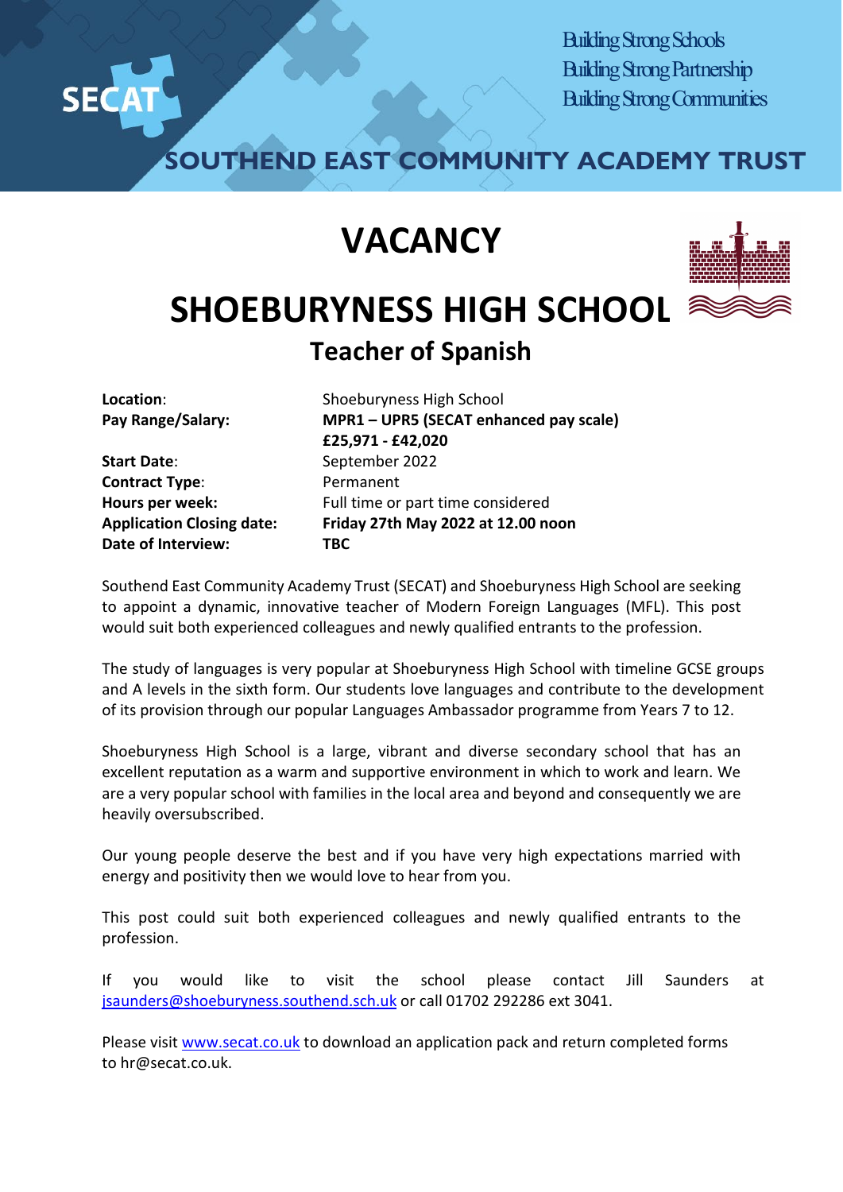SECAT

Building Strong Schools
Building Strong Partnership
Building Strong Communities

SOUTHEND EAST COMMUNITY ACADEMY TRUST

# VACANCY

# SHOEBURYNESS HIGH SCHOOL

## Teacher of Spanish

| | |
|---|---|
| **Location**: | Shoeburyness High School |
| **Pay Range/Salary:** | **MPR1 – UPR5 (SECAT enhanced pay scale)** **£25,971 - £42,020** |
| **Start Date**: | September 2022 |
| **Contract Type**: | Permanent |
| **Hours per week:** | Full time or part time considered |
| **Application Closing date:** | **Friday 27th May 2022 at 12.00 noon** |
| **Date of Interview:** | **TBC** |

Southend East Community Academy Trust (SECAT) and Shoeburyness High School are seeking to appoint a dynamic, innovative teacher of Modern Foreign Languages (MFL). This post would suit both experienced colleagues and newly qualified entrants to the profession.

The study of languages is very popular at Shoeburyness High School with timeline GCSE groups and A levels in the sixth form. Our students love languages and contribute to the development of its provision through our popular Languages Ambassador programme from Years 7 to 12.

Shoeburyness High School is a large, vibrant and diverse secondary school that has an excellent reputation as a warm and supportive environment in which to work and learn. We are a very popular school with families in the local area and beyond and consequently we are heavily oversubscribed.

Our young people deserve the best and if you have very high expectations married with energy and positivity then we would love to hear from you.

This post could suit both experienced colleagues and newly qualified entrants to the profession.

If you would like to visit the school please contact Jill Saunders at jsaunders@shoeburyness.southend.sch.uk or call 01702 292286 ext 3041.

Please visit www.secat.co.uk to download an application pack and return completed forms to hr@secat.co.uk.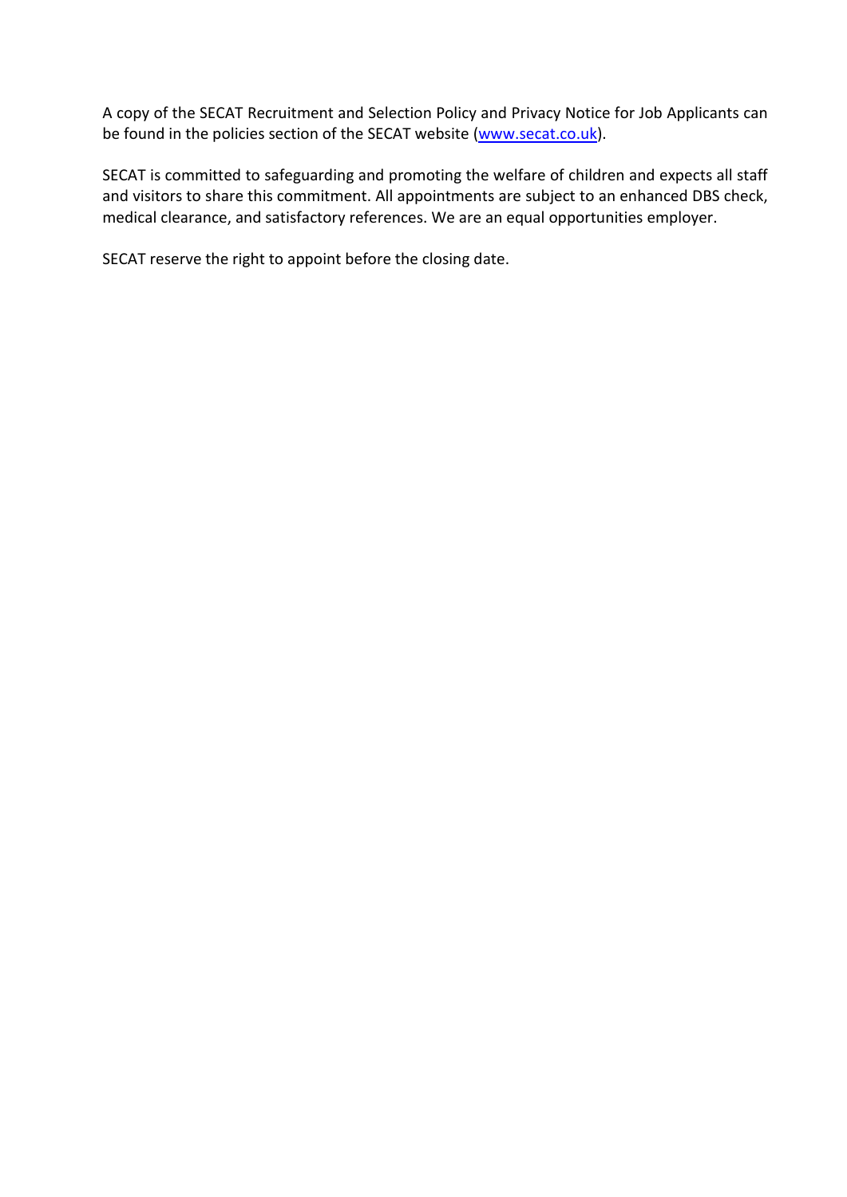A copy of the SECAT Recruitment and Selection Policy and Privacy Notice for Job Applicants can be found in the policies section of the SECAT website ([www.secat.co.uk](http://www.secat.co.uk)).

SECAT is committed to safeguarding and promoting the welfare of children and expects all staff and visitors to share this commitment. All appointments are subject to an enhanced DBS check, medical clearance, and satisfactory references. We are an equal opportunities employer.

SECAT reserve the right to appoint before the closing date.